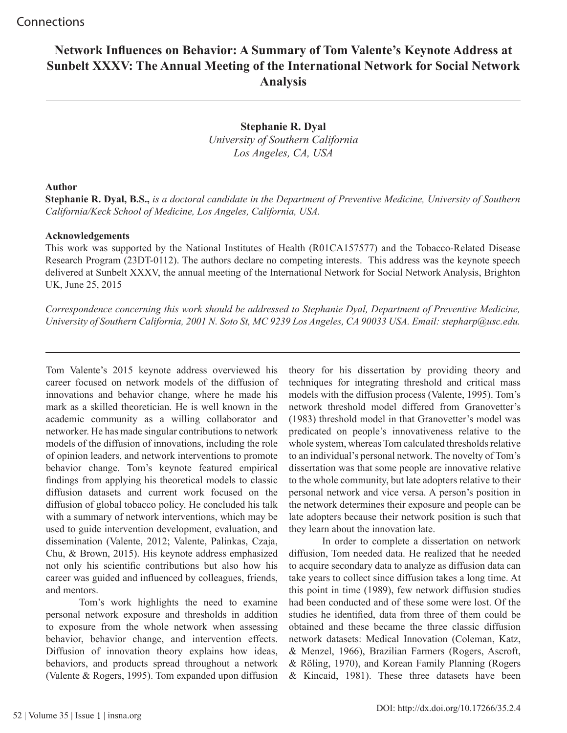# Network Influences on Behavior: A Summary of Tom Valente's Keynote Address at Sunbelt XXXV: The Annual Meeting of the International Network for Social Network Analysis

**Stephanie R. Dyal**
*University of Southern California*
*Los Angeles, CA, USA*

**Author**

**Stephanie R. Dyal, B.S.,** *is a doctoral candidate in the Department of Preventive Medicine, University of Southern California/Keck School of Medicine, Los Angeles, California, USA.*

**Acknowledgements**

This work was supported by the National Institutes of Health (R01CA157577) and the Tobacco-Related Disease Research Program (23DT-0112). The authors declare no competing interests. This address was the keynote speech delivered at Sunbelt XXXV, the annual meeting of the International Network for Social Network Analysis, Brighton UK, June 25, 2015

*Correspondence concerning this work should be addressed to Stephanie Dyal, Department of Preventive Medicine, University of Southern California, 2001 N. Soto St, MC 9239 Los Angeles, CA 90033 USA. Email: stepharp@usc.edu.*

---

Tom Valente's 2015 keynote address overviewed his career focused on network models of the diffusion of innovations and behavior change, where he made his mark as a skilled theoretician. He is well known in the academic community as a willing collaborator and networker. He has made singular contributions to network models of the diffusion of innovations, including the role of opinion leaders, and network interventions to promote behavior change. Tom's keynote featured empirical findings from applying his theoretical models to classic diffusion datasets and current work focused on the diffusion of global tobacco policy. He concluded his talk with a summary of network interventions, which may be used to guide intervention development, evaluation, and dissemination (Valente, 2012; Valente, Palinkas, Czaja, Chu, & Brown, 2015). His keynote address emphasized not only his scientific contributions but also how his career was guided and influenced by colleagues, friends, and mentors.

Tom's work highlights the need to examine personal network exposure and thresholds in addition to exposure from the whole network when assessing behavior, behavior change, and intervention effects. Diffusion of innovation theory explains how ideas, behaviors, and products spread throughout a network (Valente & Rogers, 1995). Tom expanded upon diffusion theory for his dissertation by providing theory and techniques for integrating threshold and critical mass models with the diffusion process (Valente, 1995). Tom's network threshold model differed from Granovetter's (1983) threshold model in that Granovetter's model was predicated on people's innovativeness relative to the whole system, whereas Tom calculated thresholds relative to an individual's personal network. The novelty of Tom's dissertation was that some people are innovative relative to the whole community, but late adopters relative to their personal network and vice versa. A person's position in the network determines their exposure and people can be late adopters because their network position is such that they learn about the innovation late.

In order to complete a dissertation on network diffusion, Tom needed data. He realized that he needed to acquire secondary data to analyze as diffusion data can take years to collect since diffusion takes a long time. At this point in time (1989), few network diffusion studies had been conducted and of these some were lost. Of the studies he identified, data from three of them could be obtained and these became the three classic diffusion network datasets: Medical Innovation (Coleman, Katz, & Menzel, 1966), Brazilian Farmers (Rogers, Ascroft, & Röling, 1970), and Korean Family Planning (Rogers & Kincaid, 1981). These three datasets have been